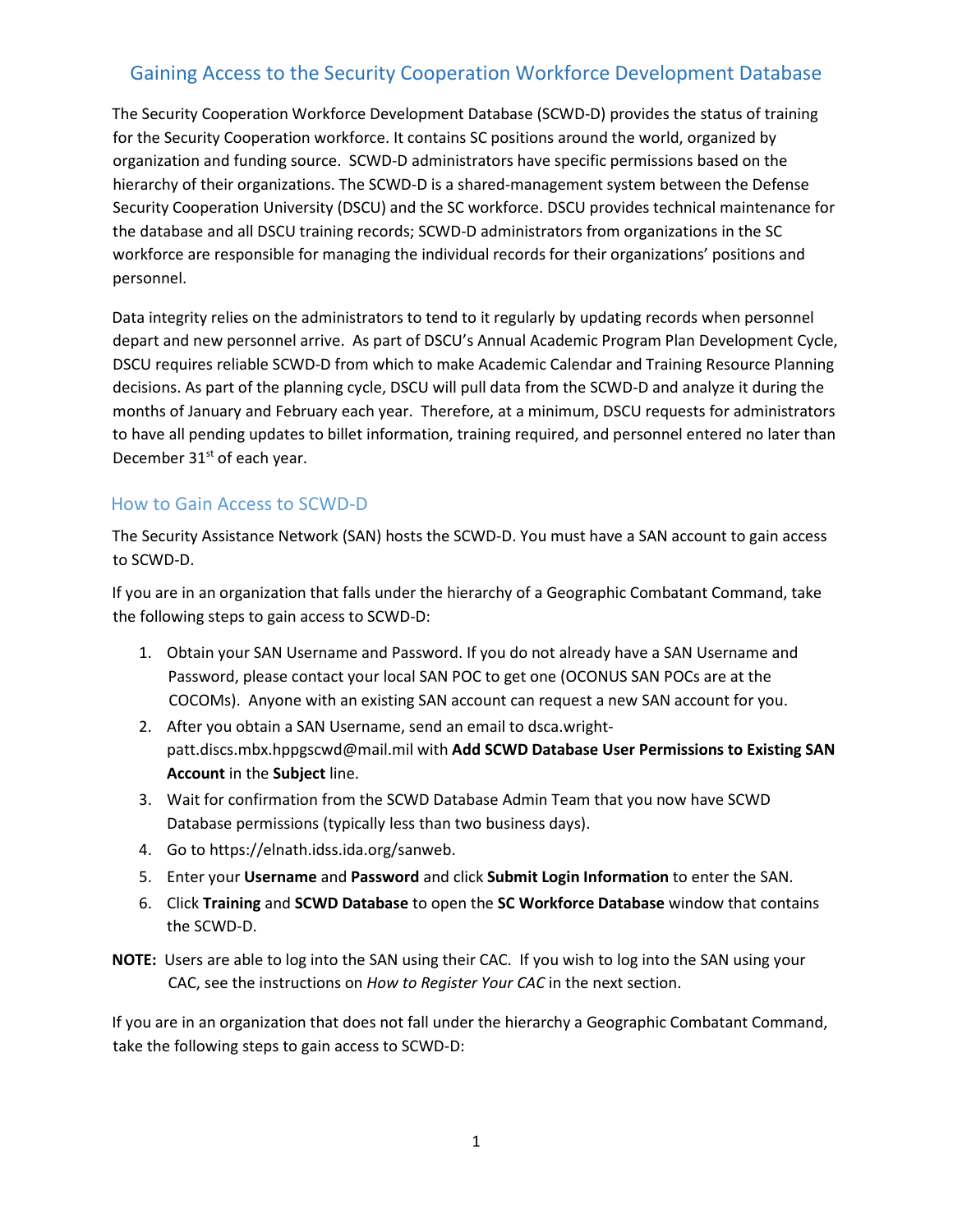# Gaining Access to the Security Cooperation Workforce Development Database

The Security Cooperation Workforce Development Database (SCWD-D) provides the status of training for the Security Cooperation workforce. It contains SC positions around the world, organized by organization and funding source. SCWD-D administrators have specific permissions based on the hierarchy of their organizations. The SCWD-D is a shared-management system between the Defense Security Cooperation University (DSCU) and the SC workforce. DSCU provides technical maintenance for the database and all DSCU training records; SCWD-D administrators from organizations in the SC workforce are responsible for managing the individual records for their organizations' positions and personnel.

Data integrity relies on the administrators to tend to it regularly by updating records when personnel depart and new personnel arrive. As part of DSCU's Annual Academic Program Plan Development Cycle, DSCU requires reliable SCWD-D from which to make Academic Calendar and Training Resource Planning decisions. As part of the planning cycle, DSCU will pull data from the SCWD-D and analyze it during the months of January and February each year. Therefore, at a minimum, DSCU requests for administrators to have all pending updates to billet information, training required, and personnel entered no later than December 31st of each year.

## How to Gain Access to SCWD-D

The Security Assistance Network (SAN) hosts the SCWD-D. You must have a SAN account to gain access to SCWD-D.

If you are in an organization that falls under the hierarchy of a Geographic Combatant Command, take the following steps to gain access to SCWD-D:

1. Obtain your SAN Username and Password. If you do not already have a SAN Username and Password, please contact your local SAN POC to get one (OCONUS SAN POCs are at the COCOMs). Anyone with an existing SAN account can request a new SAN account for you.
2. After you obtain a SAN Username, send an email to dsca.wright-patt.discs.mbx.hppgscwd@mail.mil with **Add SCWD Database User Permissions to Existing SAN Account** in the **Subject** line.
3. Wait for confirmation from the SCWD Database Admin Team that you now have SCWD Database permissions (typically less than two business days).
4. Go to https://elnath.idss.ida.org/sanweb.
5. Enter your **Username** and **Password** and click **Submit Login Information** to enter the SAN.
6. Click **Training** and **SCWD Database** to open the **SC Workforce Database** window that contains the SCWD-D.

**NOTE:** Users are able to log into the SAN using their CAC. If you wish to log into the SAN using your CAC, see the instructions on *How to Register Your CAC* in the next section.

If you are in an organization that does not fall under the hierarchy a Geographic Combatant Command, take the following steps to gain access to SCWD-D: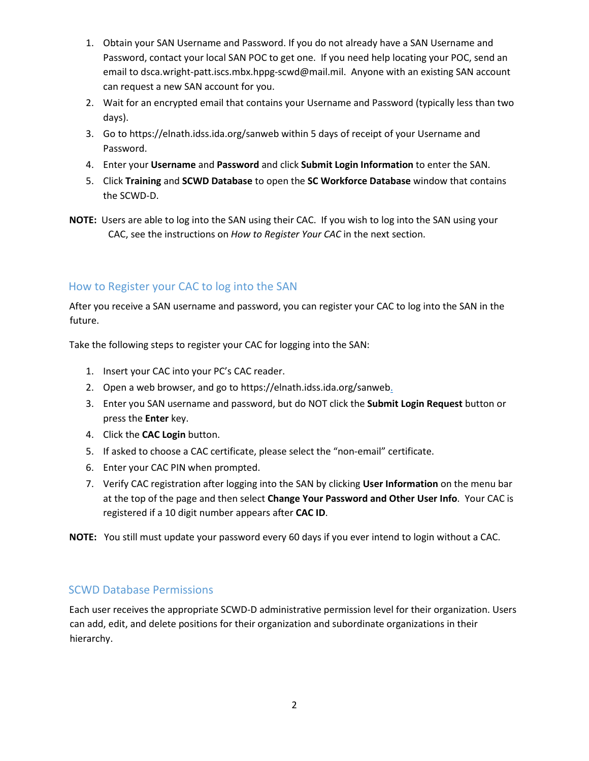1. Obtain your SAN Username and Password. If you do not already have a SAN Username and Password, contact your local SAN POC to get one. If you need help locating your POC, send an email to dsca.wright-patt.iscs.mbx.hppg-scwd@mail.mil. Anyone with an existing SAN account can request a new SAN account for you.
2. Wait for an encrypted email that contains your Username and Password (typically less than two days).
3. Go to https://elnath.idss.ida.org/sanweb within 5 days of receipt of your Username and Password.
4. Enter your **Username** and **Password** and click **Submit Login Information** to enter the SAN.
5. Click **Training** and **SCWD Database** to open the **SC Workforce Database** window that contains the SCWD-D.

**NOTE:** Users are able to log into the SAN using their CAC. If you wish to log into the SAN using your CAC, see the instructions on *How to Register Your CAC* in the next section.

## How to Register your CAC to log into the SAN

After you receive a SAN username and password, you can register your CAC to log into the SAN in the future.

Take the following steps to register your CAC for logging into the SAN:

1. Insert your CAC into your PC's CAC reader.
2. Open a web browser, and go to https://elnath.idss.ida.org/sanweb.
3. Enter you SAN username and password, but do NOT click the **Submit Login Request** button or press the **Enter** key.
4. Click the **CAC Login** button.
5. If asked to choose a CAC certificate, please select the "non-email" certificate.
6. Enter your CAC PIN when prompted.
7. Verify CAC registration after logging into the SAN by clicking **User Information** on the menu bar at the top of the page and then select **Change Your Password and Other User Info**. Your CAC is registered if a 10 digit number appears after **CAC ID**.

**NOTE:** You still must update your password every 60 days if you ever intend to login without a CAC.

## SCWD Database Permissions

Each user receives the appropriate SCWD-D administrative permission level for their organization. Users can add, edit, and delete positions for their organization and subordinate organizations in their hierarchy.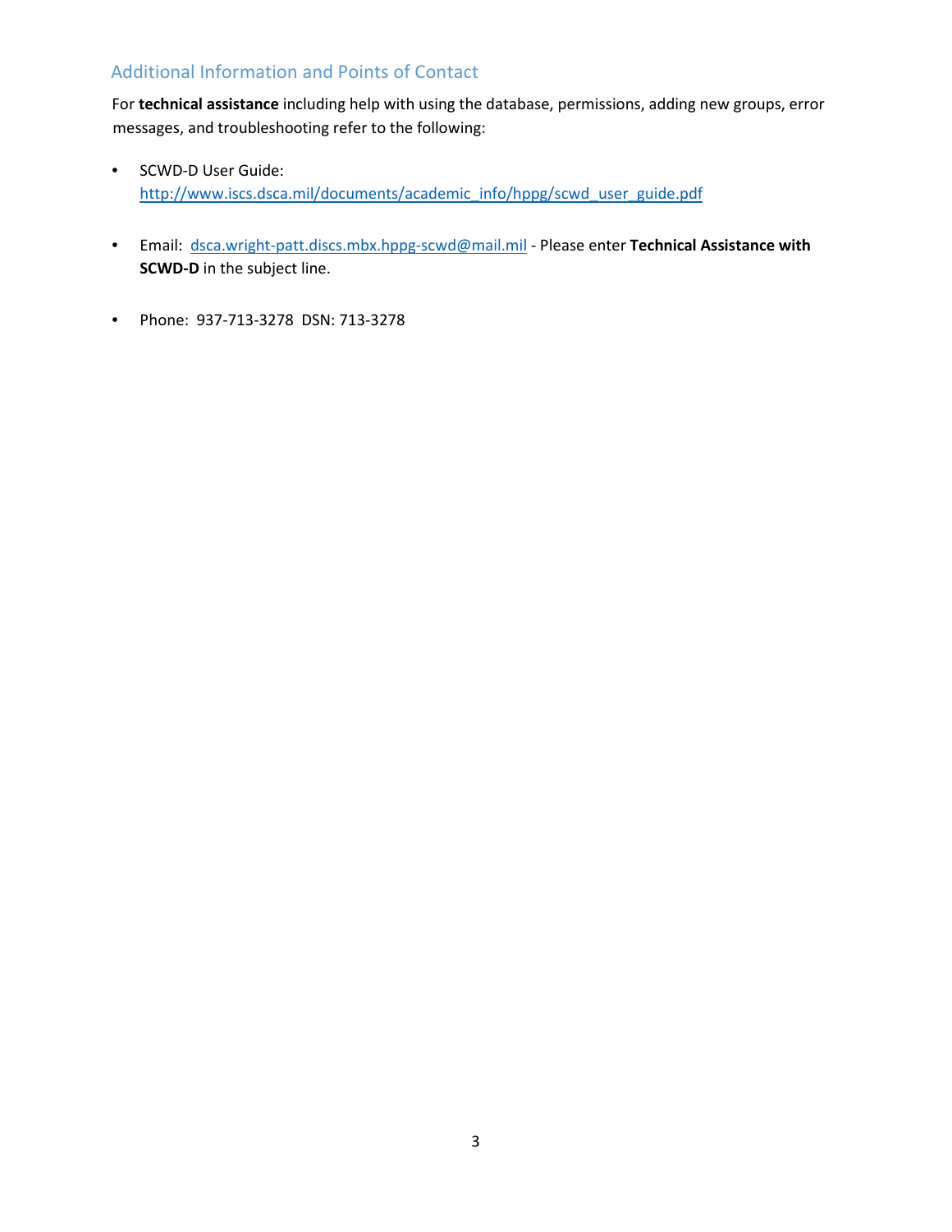## Additional Information and Points of Contact

For **technical assistance** including help with using the database, permissions, adding new groups, error messages, and troubleshooting refer to the following:

- SCWD-D User Guide: http://www.iscs.dsca.mil/documents/academic_info/hppg/scwd_user_guide.pdf

- Email: dsca.wright-patt.discs.mbx.hppg-scwd@mail.mil - Please enter **Technical Assistance with SCWD-D** in the subject line.

- Phone: 937-713-3278 DSN: 713-3278